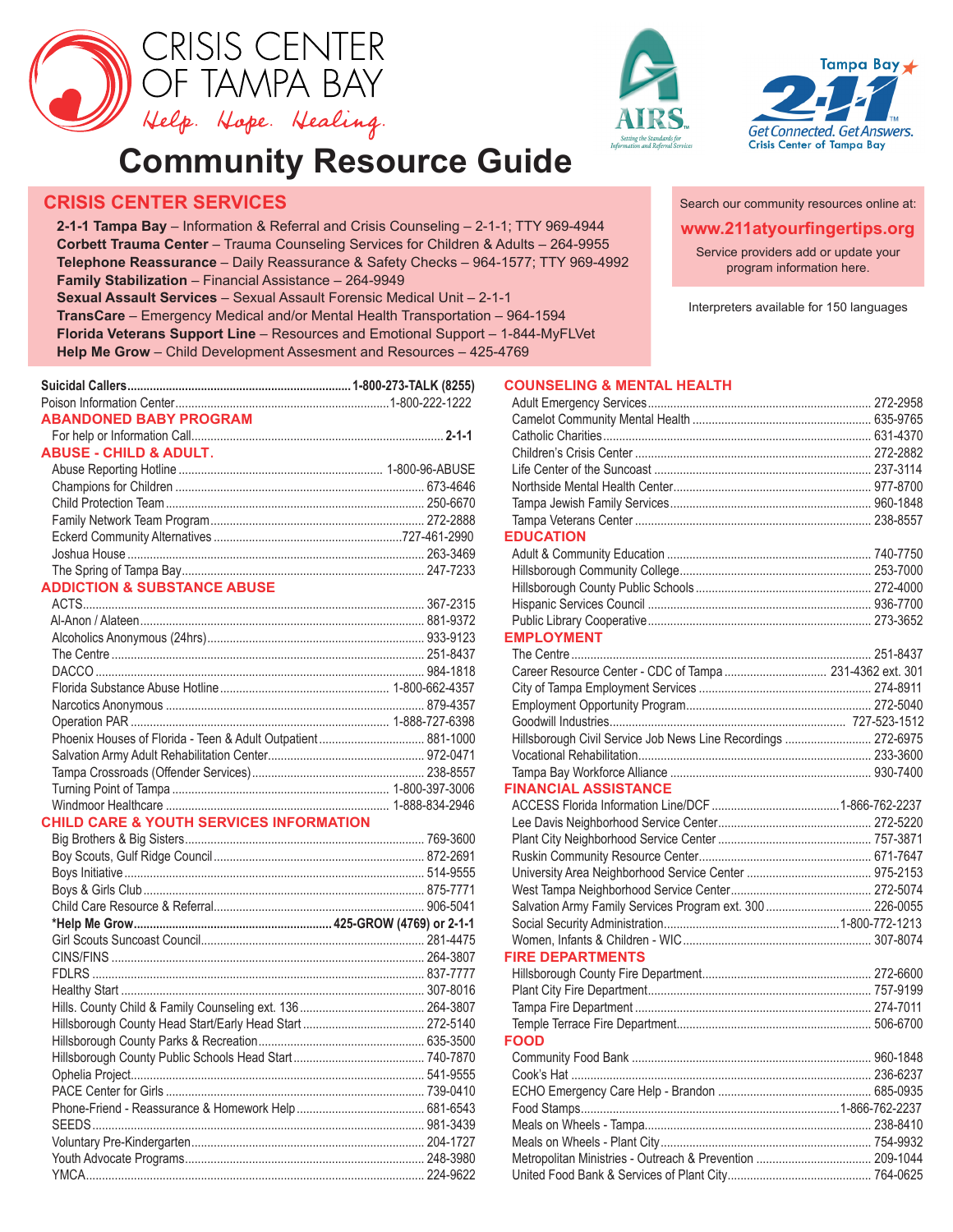# CRISIS CENTER OF TAMPA BAY

*Help. Hope. Healing.*

AIRS — Setting the Standards for Information and Referral Services

Tampa Bay 2-1-1 — Get Connected. Get Answers. Crisis Center of Tampa Bay

# Community Resource Guide

## CRISIS CENTER SERVICES

**2-1-1 Tampa Bay** – Information & Referral and Crisis Counseling – 2-1-1; TTY 969-4944
**Corbett Trauma Center** – Trauma Counseling Services for Children & Adults – 264-9955
**Telephone Reassurance** – Daily Reassurance & Safety Checks – 964-1577; TTY 969-4992
**Family Stabilization** – Financial Assistance – 264-9949
**Sexual Assault Services** – Sexual Assault Forensic Medical Unit – 2-1-1
**TransCare** – Emergency Medical and/or Mental Health Transportation – 964-1594
**Florida Veterans Support Line** – Resources and Emotional Support – 1-844-MyFLVet
**Help Me Grow** – Child Development Assesment and Resources – 425-4769

Search our community resources online at:

**www.211atyourfingertips.org**

Service providers add or update your program information here.

Interpreters available for 150 languages

**Suicidal Callers** ........ **1-800-273-TALK (8255)**
Poison Information Center ........ 1-800-222-1222

## ABANDONED BABY PROGRAM

For help or Information Call ........ **2-1-1**

## ABUSE - CHILD & ADULT.

Abuse Reporting Hotline ........ 1-800-96-ABUSE
Champions for Children ........ 673-4646
Child Protection Team ........ 250-6670
Family Network Team Program ........ 272-2888
Eckerd Community Alternatives ........ 727-461-2990
Joshua House ........ 263-3469
The Spring of Tampa Bay ........ 247-7233

## ADDICTION & SUBSTANCE ABUSE

ACTS ........ 367-2315
Al-Anon / Alateen ........ 881-9372
Alcoholics Anonymous (24hrs) ........ 933-9123
The Centre ........ 251-8437
DACCO ........ 984-1818
Florida Substance Abuse Hotline ........ 1-800-662-4357
Narcotics Anonymous ........ 879-4357
Operation PAR ........ 1-888-727-6398
Phoenix Houses of Florida - Teen & Adult Outpatient ........ 881-1000
Salvation Army Adult Rehabilitation Center ........ 972-0471
Tampa Crossroads (Offender Services) ........ 238-8557
Turning Point of Tampa ........ 1-800-397-3006
Windmoor Healthcare ........ 1-888-834-2946

## CHILD CARE & YOUTH SERVICES INFORMATION

Big Brothers & Big Sisters ........ 769-3600
Boy Scouts, Gulf Ridge Council ........ 872-2691
Boys Initiative ........ 514-9555
Boys & Girls Club ........ 875-7771
Child Care Resource & Referral ........ 906-5041
**\*Help Me Grow ........ 425-GROW (4769) or 2-1-1**
Girl Scouts Suncoast Council ........ 281-4475
CINS/FINS ........ 264-3807
FDLRS ........ 837-7777
Healthy Start ........ 307-8016
Hills. County Child & Family Counseling ext. 136 ........ 264-3807
Hillsborough County Head Start/Early Head Start ........ 272-5140
Hillsborough County Parks & Recreation ........ 635-3500
Hillsborough County Public Schools Head Start ........ 740-7870
Ophelia Project ........ 541-9555
PACE Center for Girls ........ 739-0410
Phone-Friend - Reassurance & Homework Help ........ 681-6543
SEEDS ........ 981-3439
Voluntary Pre-Kindergarten ........ 204-1727
Youth Advocate Programs ........ 248-3980
YMCA ........ 224-9622

## COUNSELING & MENTAL HEALTH

Adult Emergency Services ........ 272-2958
Camelot Community Mental Health ........ 635-9765
Catholic Charities ........ 631-4370
Children's Crisis Center ........ 272-2882
Life Center of the Suncoast ........ 237-3114
Northside Mental Health Center ........ 977-8700
Tampa Jewish Family Services ........ 960-1848
Tampa Veterans Center ........ 238-8557

## EDUCATION

Adult & Community Education ........ 740-7750
Hillsborough Community College ........ 253-7000
Hillsborough County Public Schools ........ 272-4000
Hispanic Services Council ........ 936-7700
Public Library Cooperative ........ 273-3652

## EMPLOYMENT

The Centre ........ 251-8437
Career Resource Center - CDC of Tampa ........ 231-4362 ext. 301
City of Tampa Employment Services ........ 274-8911
Employment Opportunity Program ........ 272-5040
Goodwill Industries ........ 727-523-1512
Hillsborough Civil Service Job News Line Recordings ........ 272-6975
Vocational Rehabilitation ........ 233-3600
Tampa Bay Workforce Alliance ........ 930-7400

## FINANCIAL ASSISTANCE

ACCESS Florida Information Line/DCF ........ 1-866-762-2237
Lee Davis Neighborhood Service Center ........ 272-5220
Plant City Neighborhood Service Center ........ 757-3871
Ruskin Community Resource Center ........ 671-7647
University Area Neighborhood Service Center ........ 975-2153
West Tampa Neighborhood Service Center ........ 272-5074
Salvation Army Family Services Program ext. 300 ........ 226-0055
Social Security Administration ........ 1-800-772-1213
Women, Infants & Children - WIC ........ 307-8074

## FIRE DEPARTMENTS

Hillsborough County Fire Department ........ 272-6600
Plant City Fire Department ........ 757-9199
Tampa Fire Department ........ 274-7011
Temple Terrace Fire Department ........ 506-6700

## FOOD

Community Food Bank ........ 960-1848
Cook's Hat ........ 236-6237
ECHO Emergency Care Help - Brandon ........ 685-0935
Food Stamps ........ 1-866-762-2237
Meals on Wheels - Tampa ........ 238-8410
Meals on Wheels - Plant City ........ 754-9932
Metropolitan Ministries - Outreach & Prevention ........ 209-1044
United Food Bank & Services of Plant City ........ 764-0625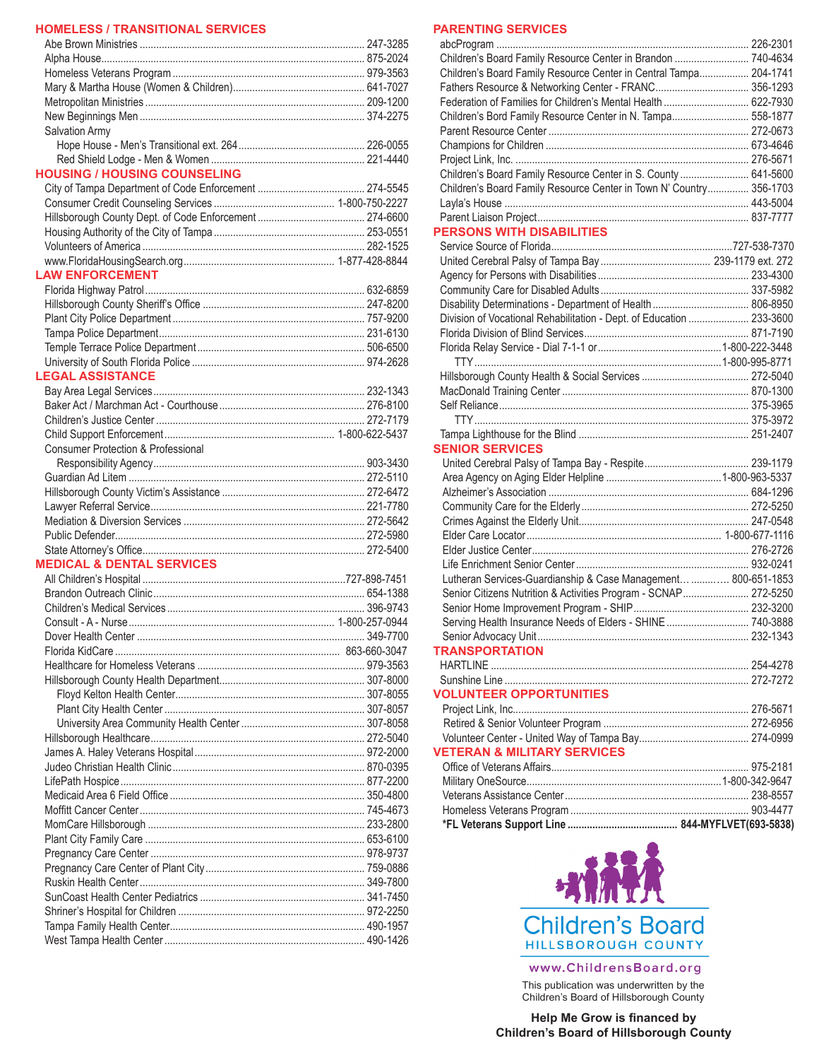## HOMELESS / TRANSITIONAL SERVICES

- Abe Brown Ministries ........ 247-3285
- Alpha House ........ 875-2024
- Homeless Veterans Program ........ 979-3563
- Mary & Martha House (Women & Children) ........ 641-7027
- Metropolitan Ministries ........ 209-1200
- New Beginnings Men ........ 374-2275
- Salvation Army
  - Hope House - Men's Transitional ext. 264 ........ 226-0055
  - Red Shield Lodge - Men & Women ........ 221-4440

## HOUSING / HOUSING COUNSELING

- City of Tampa Department of Code Enforcement ........ 274-5545
- Consumer Credit Counseling Services ........ 1-800-750-2227
- Hillsborough County Dept. of Code Enforcement ........ 274-6600
- Housing Authority of the City of Tampa ........ 253-0551
- Volunteers of America ........ 282-1525
- www.FloridaHousingSearch.org ........ 1-877-428-8844

## LAW ENFORCEMENT

- Florida Highway Patrol ........ 632-6859
- Hillsborough County Sheriff's Office ........ 247-8200
- Plant City Police Department ........ 757-9200
- Tampa Police Department ........ 231-6130
- Temple Terrace Police Department ........ 506-6500
- University of South Florida Police ........ 974-2628

## LEGAL ASSISTANCE

- Bay Area Legal Services ........ 232-1343
- Baker Act / Marchman Act - Courthouse ........ 276-8100
- Children's Justice Center ........ 272-7179
- Child Support Enforcement ........ 1-800-622-5437
- Consumer Protection & Professional Responsibility Agency ........ 903-3430
- Guardian Ad Litem ........ 272-5110
- Hillsborough County Victim's Assistance ........ 272-6472
- Lawyer Referral Service ........ 221-7780
- Mediation & Diversion Services ........ 272-5642
- Public Defender ........ 272-5980
- State Attorney's Office ........ 272-5400

## MEDICAL & DENTAL SERVICES

- All Children's Hospital ........ 727-898-7451
- Brandon Outreach Clinic ........ 654-1388
- Children's Medical Services ........ 396-9743
- Consult - A - Nurse ........ 1-800-257-0944
- Dover Health Center ........ 349-7700
- Florida KidCare ........ 863-660-3047
- Healthcare for Homeless Veterans ........ 979-3563
- Hillsborough County Health Department ........ 307-8000
  - Floyd Kelton Health Center ........ 307-8055
  - Plant City Health Center ........ 307-8057
  - University Area Community Health Center ........ 307-8058
- Hillsborough Healthcare ........ 272-5040
- James A. Haley Veterans Hospital ........ 972-2000
- Judeo Christian Health Clinic ........ 870-0395
- LifePath Hospice ........ 877-2200
- Medicaid Area 6 Field Office ........ 350-4800
- Moffitt Cancer Center ........ 745-4673
- MomCare Hillsborough ........ 233-2800
- Plant City Family Care ........ 653-6100
- Pregnancy Care Center ........ 978-9737
- Pregnancy Care Center of Plant City ........ 759-0886
- Ruskin Health Center ........ 349-7800
- SunCoast Health Center Pediatrics ........ 341-7450
- Shriner's Hospital for Children ........ 972-2250
- Tampa Family Health Center ........ 490-1957
- West Tampa Health Center ........ 490-1426

## PARENTING SERVICES

- abcProgram ........ 226-2301
- Children's Board Family Resource Center in Brandon ........ 740-4634
- Children's Board Family Resource Center in Central Tampa ........ 204-1741
- Fathers Resource & Networking Center - FRANC ........ 356-1293
- Federation of Families for Children's Mental Health ........ 622-7930
- Children's Bord Family Resource Center in N. Tampa ........ 558-1877
- Parent Resource Center ........ 272-0673
- Champions for Children ........ 673-4646
- Project Link, Inc. ........ 276-5671
- Children's Board Family Resource Center in S. County ........ 641-5600
- Children's Board Family Resource Center in Town N' Country ........ 356-1703
- Layla's House ........ 443-5004
- Parent Liaison Project ........ 837-7777

## PERSONS WITH DISABILITIES

- Service Source of Florida ........ 727-538-7370
- United Cerebral Palsy of Tampa Bay ........ 239-1179 ext. 272
- Agency for Persons with Disabilities ........ 233-4300
- Community Care for Disabled Adults ........ 337-5982
- Disability Determinations - Department of Health ........ 806-8950
- Division of Vocational Rehabilitation - Dept. of Education ........ 233-3600
- Florida Division of Blind Services ........ 871-7190
- Florida Relay Service - Dial 7-1-1 or ........ 1-800-222-3448
  - TTY ........ 1-800-995-8771
- Hillsborough County Health & Social Services ........ 272-5040
- MacDonald Training Center ........ 870-1300
- Self Reliance ........ 375-3965
  - TTY ........ 375-3972
- Tampa Lighthouse for the Blind ........ 251-2407

## SENIOR SERVICES

- United Cerebral Palsy of Tampa Bay - Respite ........ 239-1179
- Area Agency on Aging Elder Helpline ........ 1-800-963-5337
- Alzheimer's Association ........ 684-1296
- Community Care for the Elderly ........ 272-5250
- Crimes Against the Elderly Unit ........ 247-0548
- Elder Care Locator ........ 1-800-677-1116
- Elder Justice Center ........ 276-2726
- Life Enrichment Senior Center ........ 932-0241
- Lutheran Services-Guardianship & Case Management ........ 800-651-1853
- Senior Citizens Nutrition & Activities Program - SCNAP ........ 272-5250
- Senior Home Improvement Program - SHIP ........ 232-3200
- Serving Health Insurance Needs of Elders - SHINE ........ 740-3888
- Senior Advocacy Unit ........ 232-1343

## TRANSPORTATION

- HARTLINE ........ 254-4278
- Sunshine Line ........ 272-7272

## VOLUNTEER OPPORTUNITIES

- Project Link, Inc. ........ 276-5671
- Retired & Senior Volunteer Program ........ 272-6956
- Volunteer Center - United Way of Tampa Bay ........ 274-0999

## VETERAN & MILITARY SERVICES

- Office of Veterans Affairs ........ 975-2181
- Military OneSource ........ 1-800-342-9647
- Veterans Assistance Center ........ 238-8557
- Homeless Veterans Program ........ 903-4477
- **\*FL Veterans Support Line ........ 844-MYFLVET(693-5838)**

Children's Board HILLSBOROUGH COUNTY

www.ChildrensBoard.org

This publication was underwritten by the Children's Board of Hillsborough County

**Help Me Grow is financed by Children's Board of Hillsborough County**